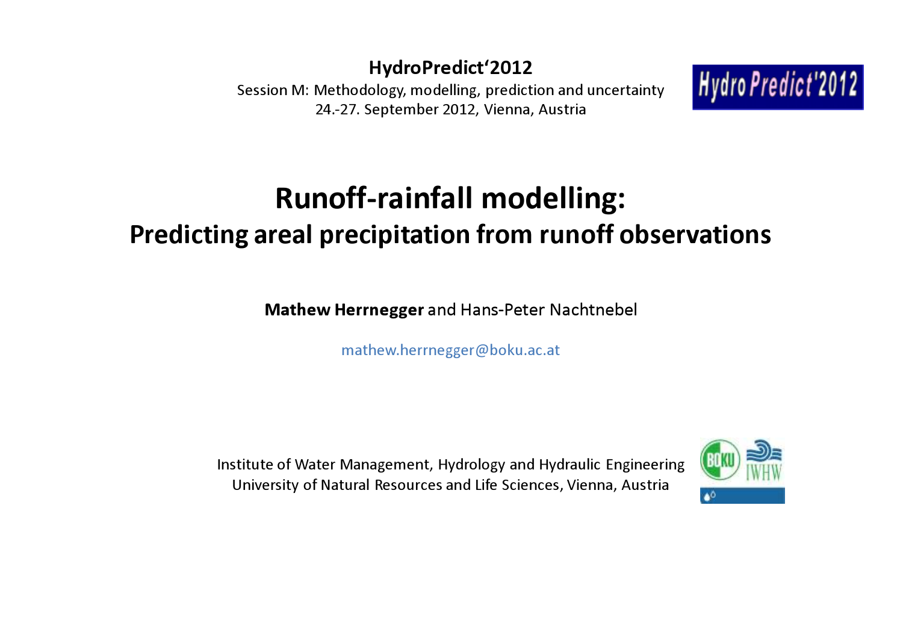**HydroPredict'2012**

Session M: Methodology, modelling, prediction and uncertainty
24.-27. September 2012, Vienna, Austria

# Runoff-rainfall modelling:

## Predicting areal precipitation from runoff observations

**Mathew Herrnegger** and Hans-Peter Nachtnebel

mathew.herrnegger@boku.ac.at

Institute of Water Management, Hydrology and Hydraulic Engineering
University of Natural Resources and Life Sciences, Vienna, Austria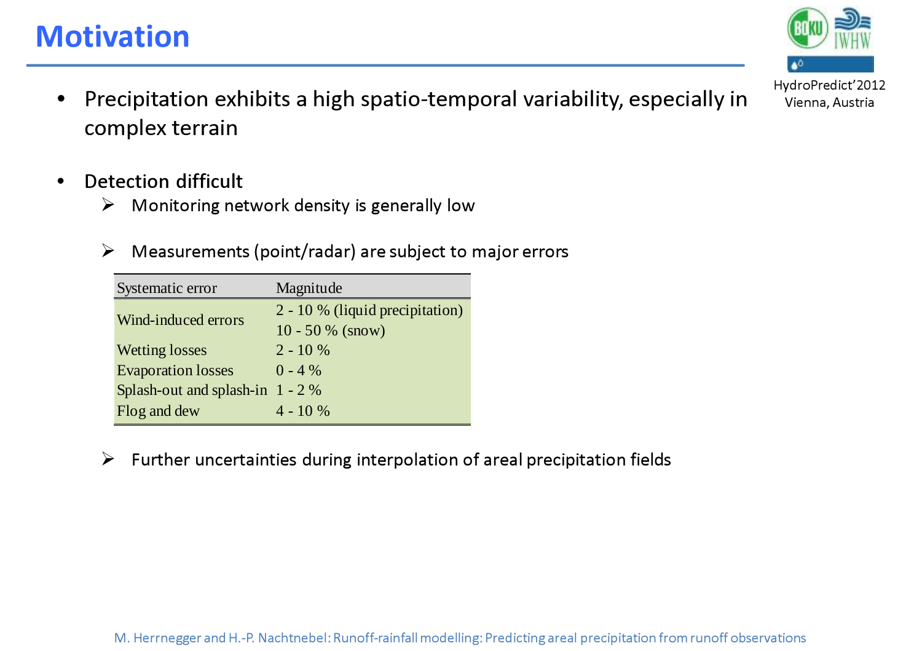# Motivation

- Precipitation exhibits a high spatio-temporal variability, especially in complex terrain

- Detection difficult
  - Monitoring network density is generally low
  - Measurements (point/radar) are subject to major errors

| Systematic error | Magnitude |
|---|---|
| Wind-induced errors | 2 - 10 % (liquid precipitation) 10 - 50 % (snow) |
| Wetting losses | 2 - 10 % |
| Evaporation losses | 0 - 4 % |
| Splash-out and splash-in | 1 - 2 % |
| Flog and dew | 4 - 10 % |

  - Further uncertainties during interpolation of areal precipitation fields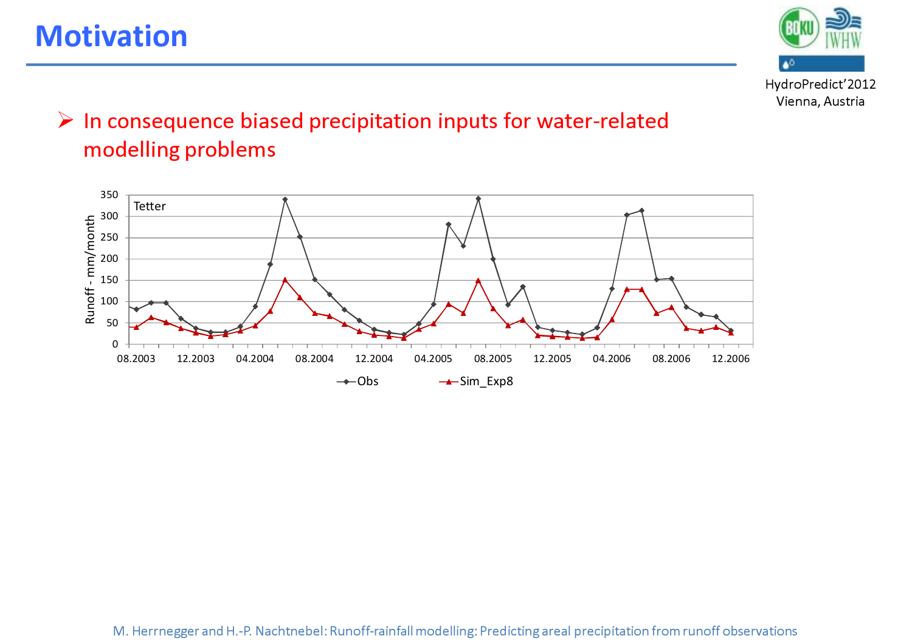# Motivation

- In consequence biased precipitation inputs for water-related modelling problems

Tetter

Runoff - mm/month

08.2003 12.2003 04.2004 08.2004 12.2004 04.2005 08.2005 12.2005 04.2006 08.2006 12.2006

Obs Sim_Exp8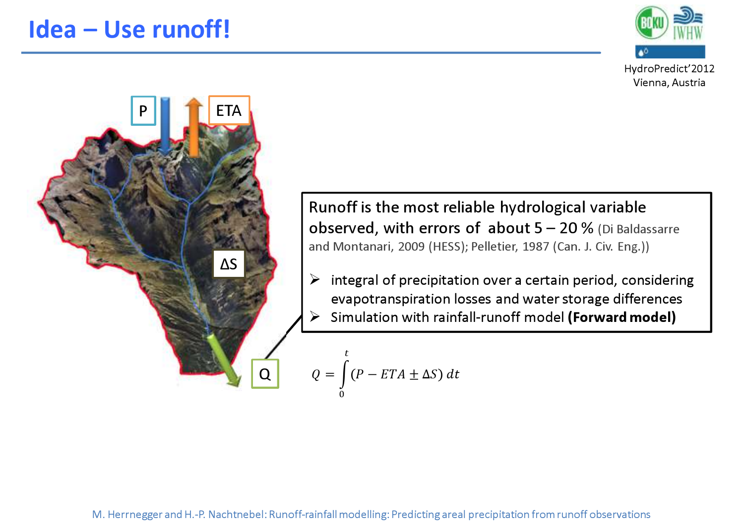# Idea – Use runoff!

P

ETA

ΔS

Q

Runoff is the most reliable hydrological variable observed, with errors of about 5 – 20 % (Di Baldassarre and Montanari, 2009 (HESS); Pelletier, 1987 (Can. J. Civ. Eng.))

- integral of precipitation over a certain period, considering evapotranspiration losses and water storage differences
- Simulation with rainfall-runoff model **(Forward model)**

$$Q = \int_0^t (P - ETA \pm \Delta S)\, dt$$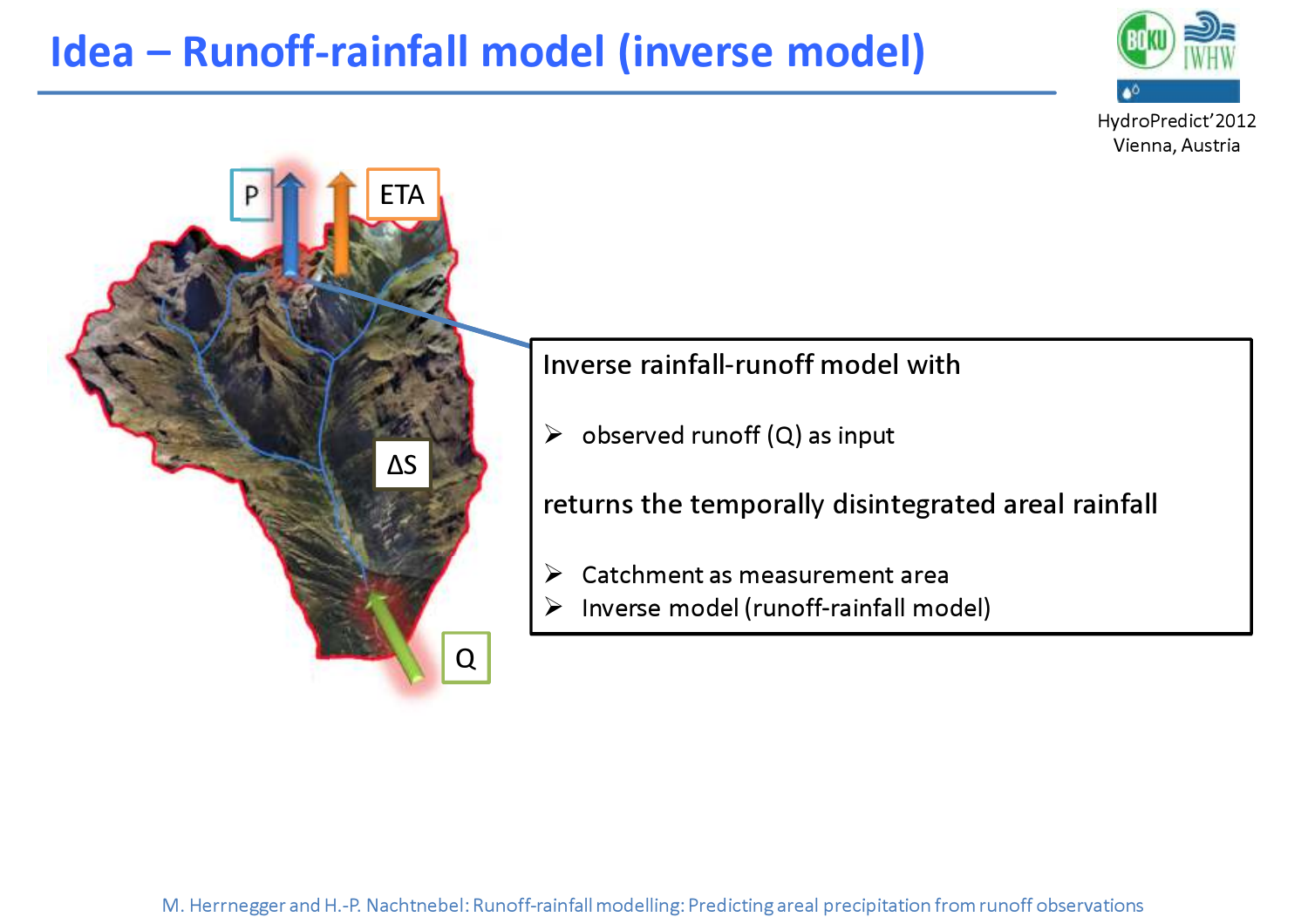# Idea – Runoff-rainfall model (inverse model)

Inverse rainfall-runoff model with

- observed runoff (Q) as input

returns the temporally disintegrated areal rainfall

- Catchment as measurement area
- Inverse model (runoff-rainfall model)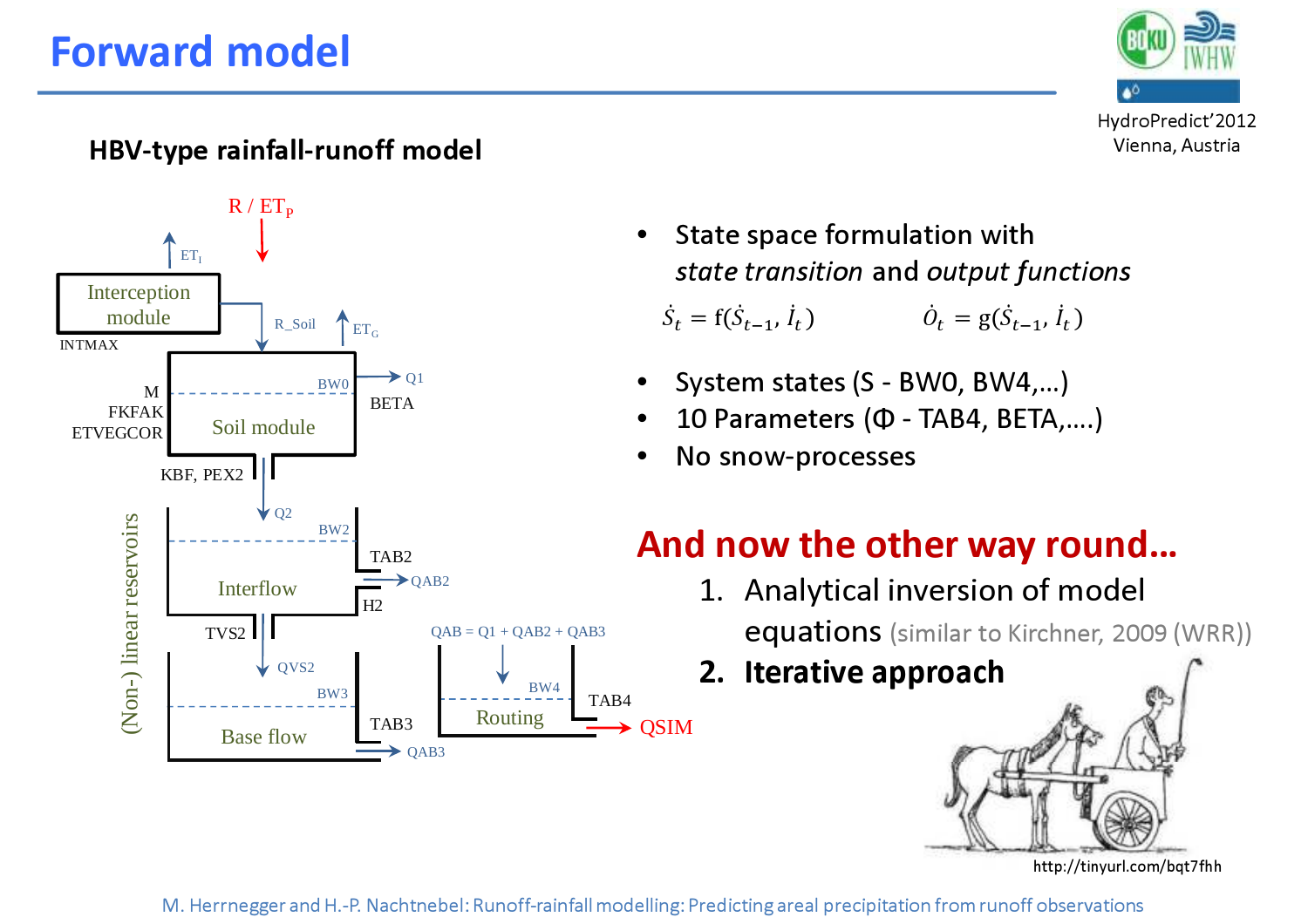# Forward model

### HBV-type rainfall-runoff model

- State space formulation with *state transition* and *output functions*

  $\dot{S}_t = f(\dot{S}_{t-1}, \dot{I}_t)$ $\dot{O}_t = g(\dot{S}_{t-1}, \dot{I}_t)$

- System states (S - BW0, BW4,…)
- 10 Parameters (Φ - TAB4, BETA,….)
- No snow-processes

## And now the other way round…

1. Analytical inversion of model equations (similar to Kirchner, 2009 (WRR))
2. **Iterative approach**

http://tinyurl.com/bqt7fhh

M. Herrnegger and H.-P. Nachtnebel: Runoff-rainfall modelling: Predicting areal precipitation from runoff observations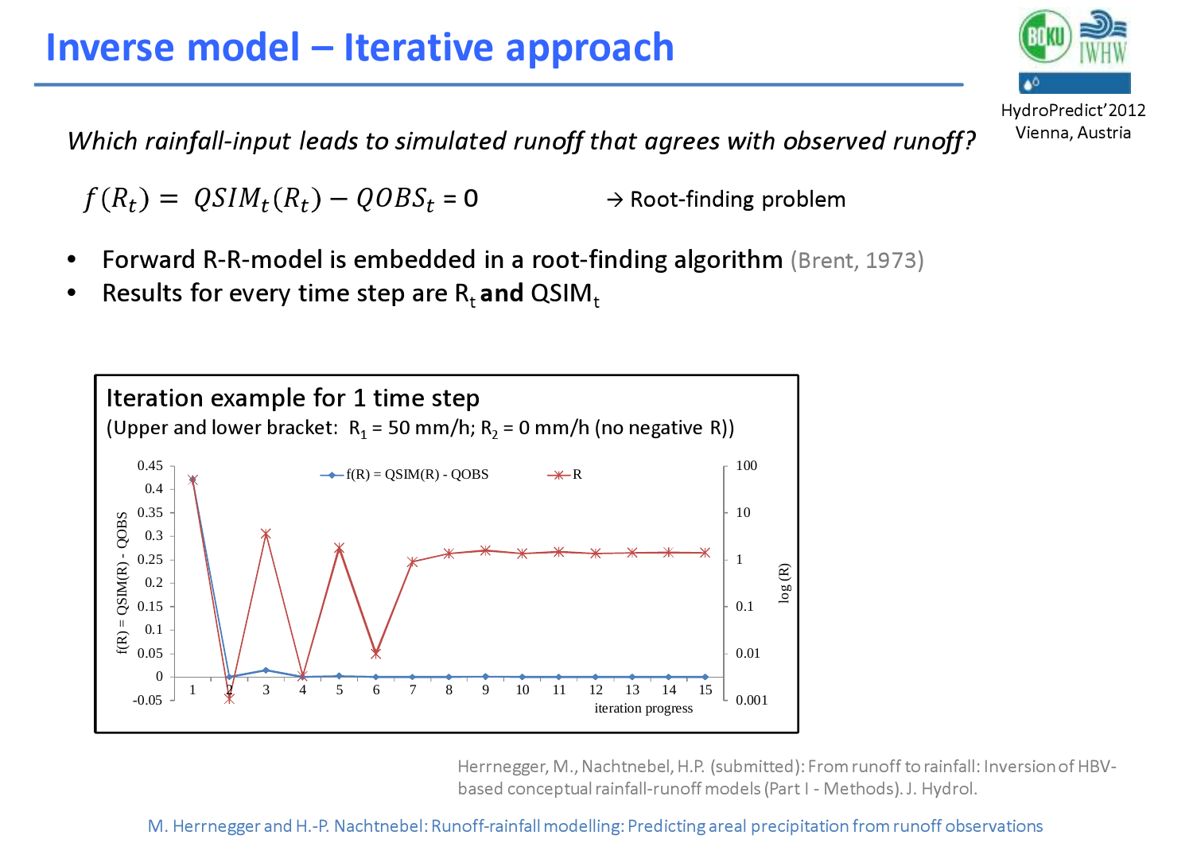# Inverse model – Iterative approach

*Which rainfall-input leads to simulated runoff that agrees with observed runoff?*

$$f(R_t) = QSIM_t(R_t) - QOBS_t = 0$$

→ Root-finding problem

- Forward R-R-model is embedded in a root-finding algorithm (Brent, 1973)
- Results for every time step are $R_t$ **and** $QSIM_t$

**Iteration example for 1 time step**

(Upper and lower bracket: $R_1$ = 50 mm/h; $R_2$ = 0 mm/h (no negative R))

Herrnegger, M., Nachtnebel, H.P. (submitted): From runoff to rainfall: Inversion of HBV-based conceptual rainfall-runoff models (Part I - Methods). J. Hydrol.

M. Herrnegger and H.-P. Nachtnebel: Runoff-rainfall modelling: Predicting areal precipitation from runoff observations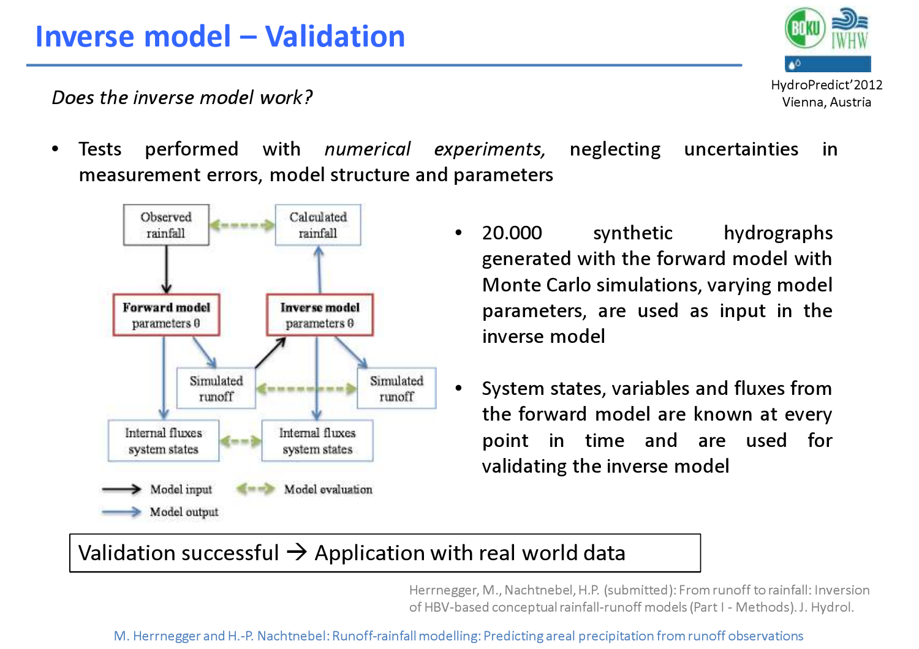# Inverse model – Validation

*Does the inverse model work?*

- Tests performed with *numerical experiments,* neglecting uncertainties in measurement errors, model structure and parameters

Observed rainfall | Calculated rainfall

**Forward model** parameters θ | **Inverse model** parameters θ

Simulated runoff | Simulated runoff

Internal fluxes system states | Internal fluxes system states

Model input | Model evaluation

Model output

- 20.000 synthetic hydrographs generated with the forward model with Monte Carlo simulations, varying model parameters, are used as input in the inverse model
- System states, variables and fluxes from the forward model are known at every point in time and are used for validating the inverse model

Validation successful → Application with real world data

Herrnegger, M., Nachtnebel, H.P. (submitted): From runoff to rainfall: Inversion of HBV-based conceptual rainfall-runoff models (Part I - Methods). J. Hydrol.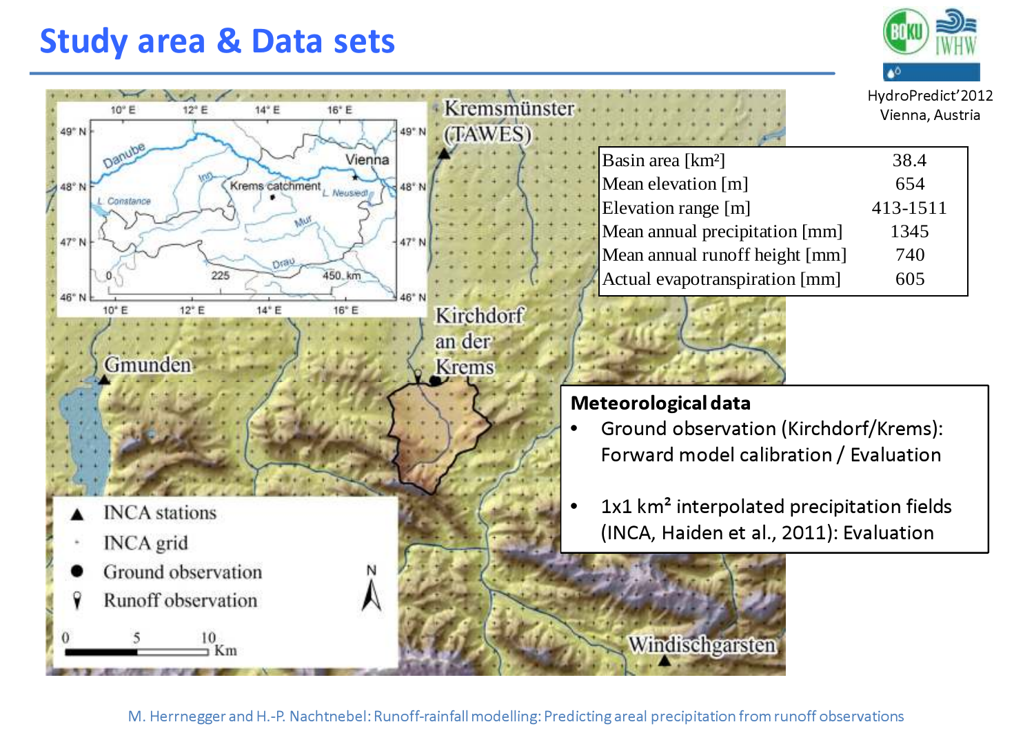# Study area & Data sets

HydroPredict'2012
Vienna, Austria

| Basin area [km²] | 38.4 |
|---|---|
| Mean elevation [m] | 654 |
| Elevation range [m] | 413-1511 |
| Mean annual precipitation [mm] | 1345 |
| Mean annual runoff height [mm] | 740 |
| Actual evapotranspiration [mm] | 605 |

**Meteorological data**

- Ground observation (Kirchdorf/Krems): Forward model calibration / Evaluation
- 1x1 km² interpolated precipitation fields (INCA, Haiden et al., 2011): Evaluation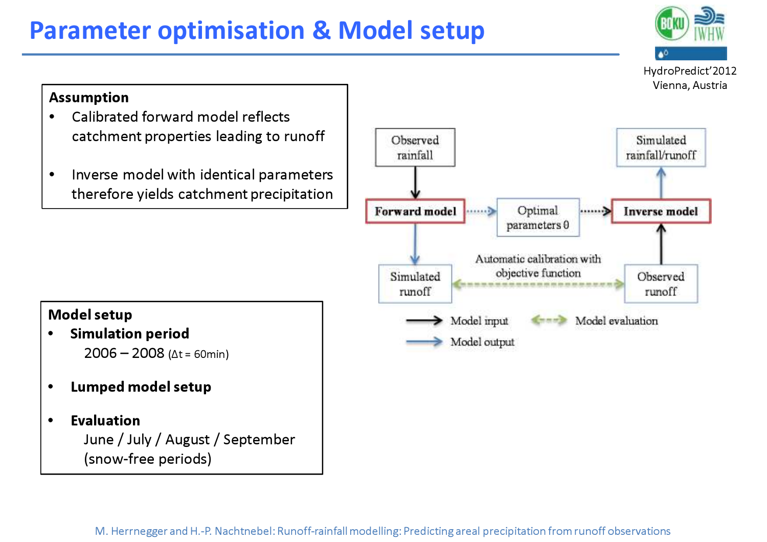# Parameter optimisation & Model setup

**Assumption**

- Calibrated forward model reflects catchment properties leading to runoff
- Inverse model with identical parameters therefore yields catchment precipitation

Observed rainfall → **Forward model** → Optimal parameters θ → **Inverse model** → Simulated rainfall/runoff

Forward model → Simulated runoff

Observed runoff → Inverse model

Automatic calibration with objective function (Simulated runoff ↔ Observed runoff)

→ Model input
→ Model output
↔ Model evaluation

**Model setup**

- **Simulation period**
  2006 – 2008 (Δt = 60min)
- **Lumped model setup**
- **Evaluation**
  June / July / August / September (snow-free periods)

M. Herrnegger and H.-P. Nachtnebel: Runoff-rainfall modelling: Predicting areal precipitation from runoff observations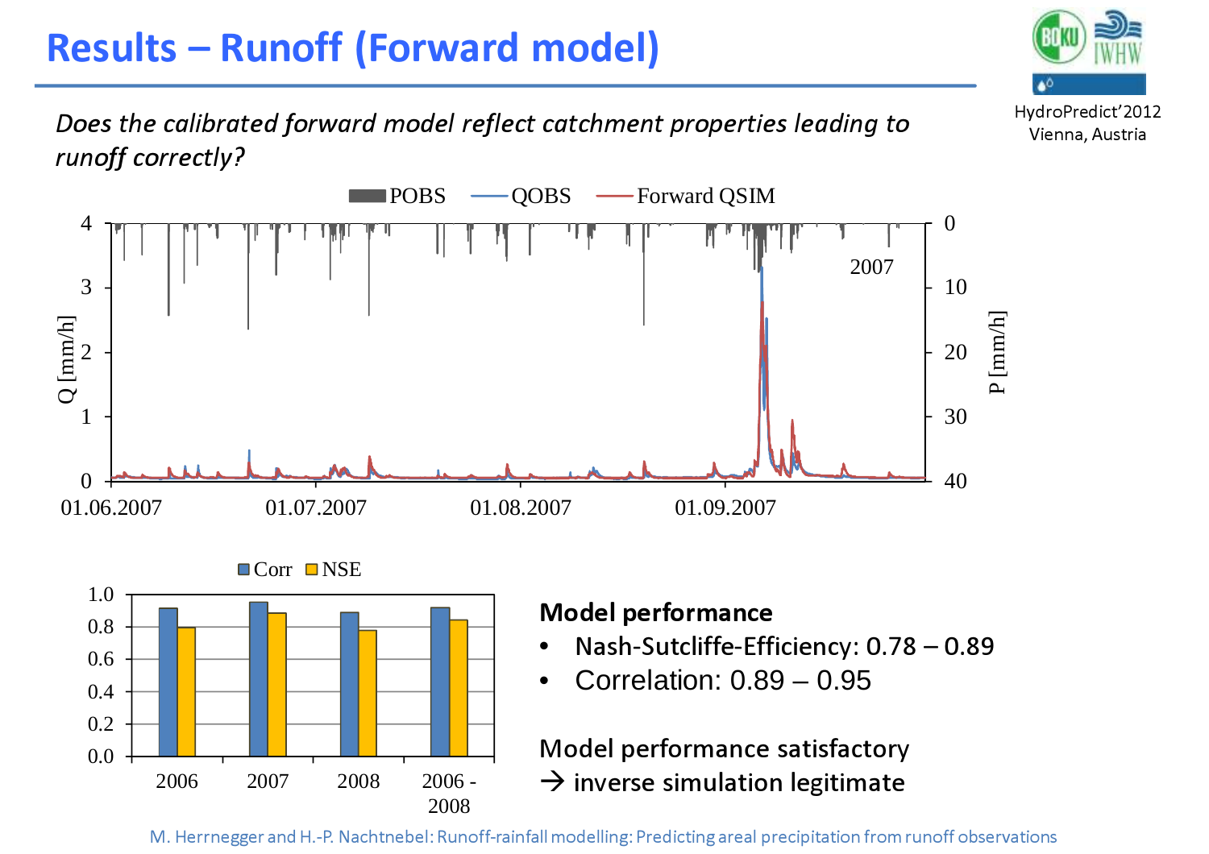# Results – Runoff (Forward model)

*Does the calibrated forward model reflect catchment properties leading to runoff correctly?*

**Model performance**

- Nash-Sutcliffe-Efficiency: 0.78 – 0.89
- Correlation: 0.89 – 0.95

Model performance satisfactory
→ inverse simulation legitimate

M. Herrnegger and H.-P. Nachtnebel: Runoff-rainfall modelling: Predicting areal precipitation from runoff observations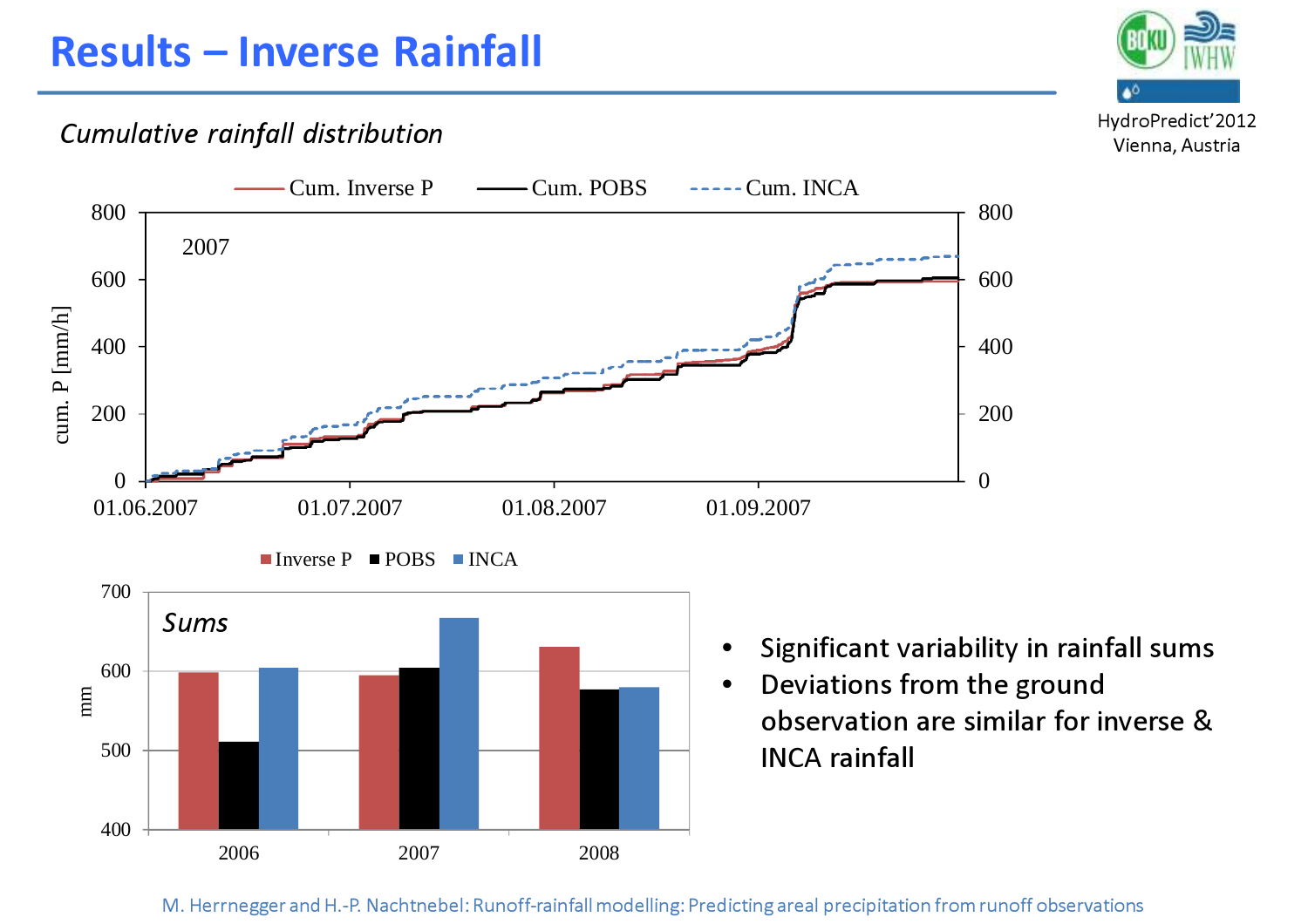# Results – Inverse Rainfall

HydroPredict'2012
Vienna, Austria

*Cumulative rainfall distribution*

- Significant variability in rainfall sums
- Deviations from the ground observation are similar for inverse & INCA rainfall

M. Herrnegger and H.-P. Nachtnebel: Runoff-rainfall modelling: Predicting areal precipitation from runoff observations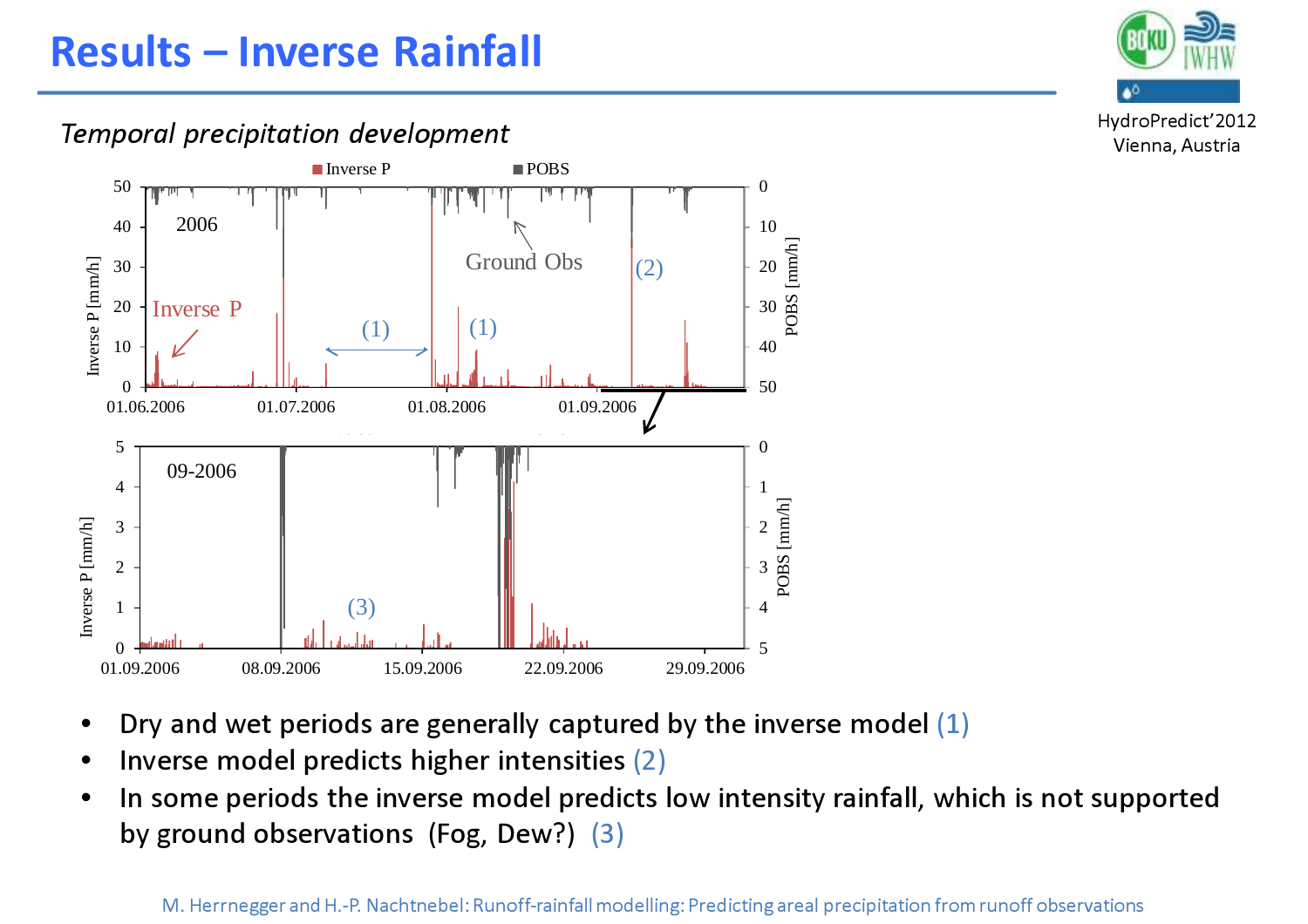# Results – Inverse Rainfall

*Temporal precipitation development*

- Dry and wet periods are generally captured by the inverse model (1)
- Inverse model predicts higher intensities (2)
- In some periods the inverse model predicts low intensity rainfall, which is not supported by ground observations (Fog, Dew?) (3)

M. Herrnegger and H.-P. Nachtnebel: Runoff-rainfall modelling: Predicting areal precipitation from runoff observations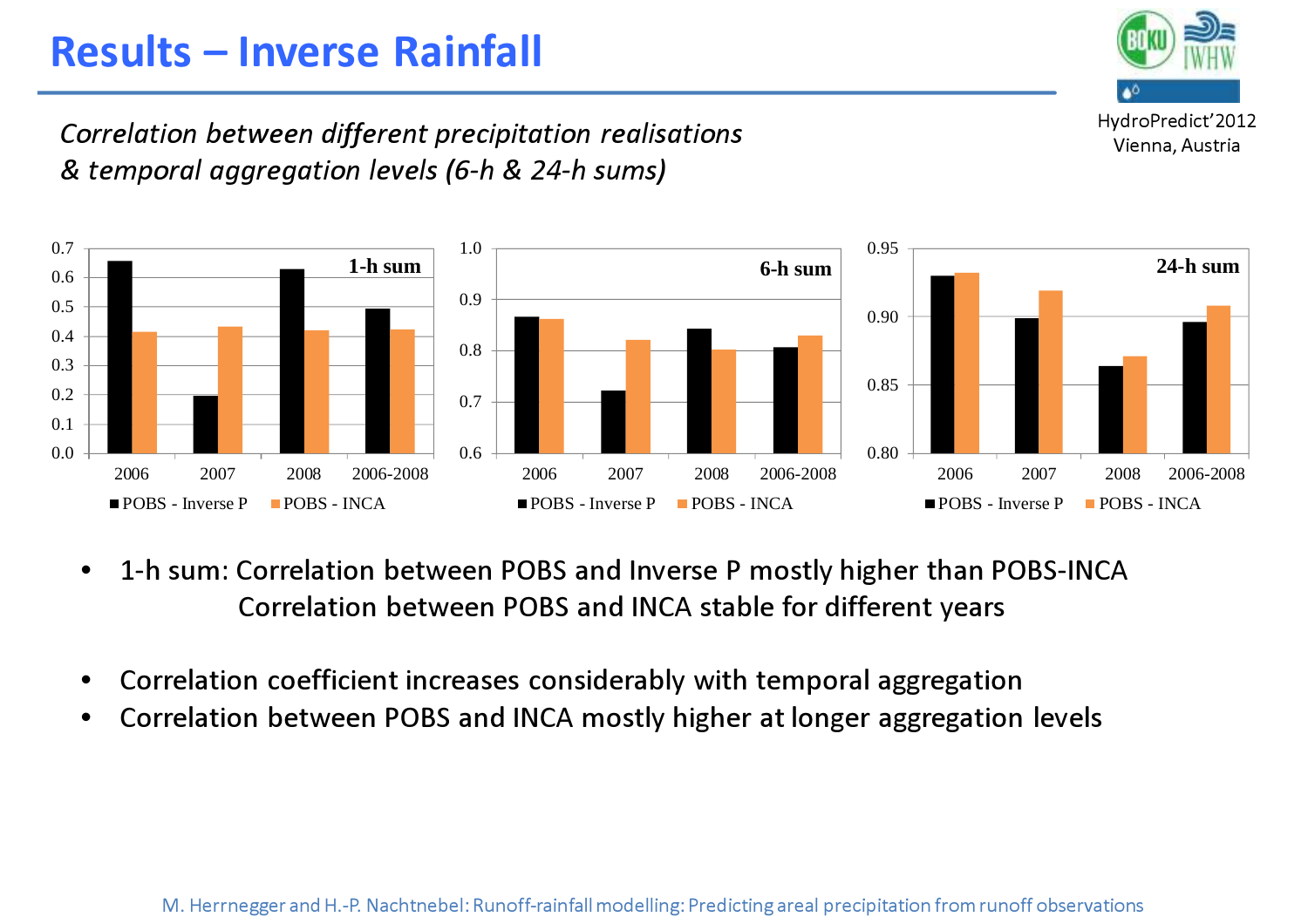# Results – Inverse Rainfall

*Correlation between different precipitation realisations & temporal aggregation levels (6-h & 24-h sums)*

**1-h sum**

| | 2006 | 2007 | 2008 | 2006-2008 |
|---|---|---|---|---|
| POBS - Inverse P | 0.66 | 0.20 | 0.63 | 0.49 |
| POBS - INCA | 0.42 | 0.43 | 0.42 | 0.42 |

**6-h sum**

| | 2006 | 2007 | 2008 | 2006-2008 |
|---|---|---|---|---|
| POBS - Inverse P | 0.87 | 0.72 | 0.84 | 0.81 |
| POBS - INCA | 0.86 | 0.82 | 0.80 | 0.83 |

**24-h sum**

| | 2006 | 2007 | 2008 | 2006-2008 |
|---|---|---|---|---|
| POBS - Inverse P | 0.93 | 0.90 | 0.86 | 0.90 |
| POBS - INCA | 0.93 | 0.92 | 0.87 | 0.91 |

- 1-h sum: Correlation between POBS and Inverse P mostly higher than POBS-INCA
  Correlation between POBS and INCA stable for different years
- Correlation coefficient increases considerably with temporal aggregation
- Correlation between POBS and INCA mostly higher at longer aggregation levels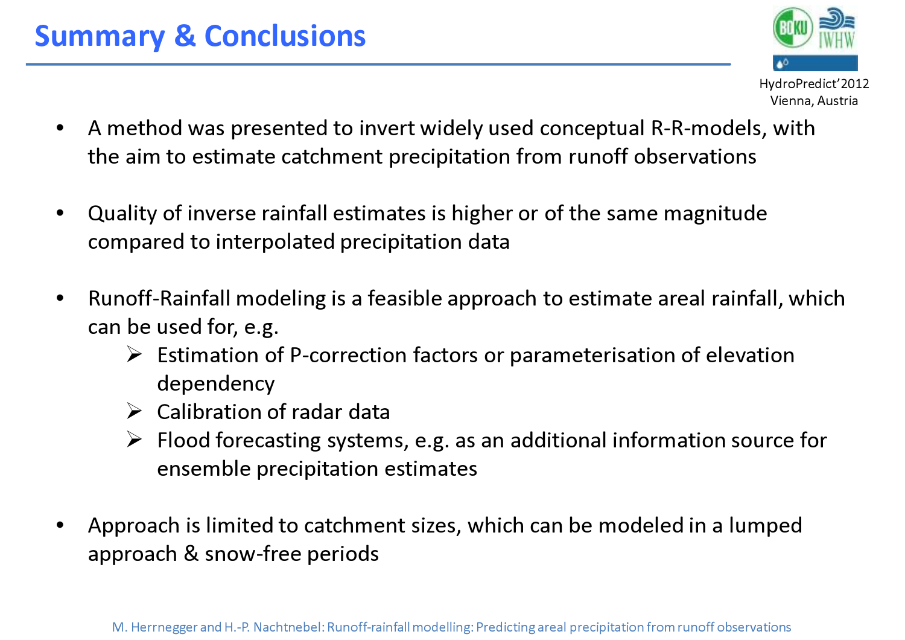# Summary & Conclusions

- A method was presented to invert widely used conceptual R-R-models, with the aim to estimate catchment precipitation from runoff observations

- Quality of inverse rainfall estimates is higher or of the same magnitude compared to interpolated precipitation data

- Runoff-Rainfall modeling is a feasible approach to estimate areal rainfall, which can be used for, e.g.
  - Estimation of P-correction factors or parameterisation of elevation dependency
  - Calibration of radar data
  - Flood forecasting systems, e.g. as an additional information source for ensemble precipitation estimates

- Approach is limited to catchment sizes, which can be modeled in a lumped approach & snow-free periods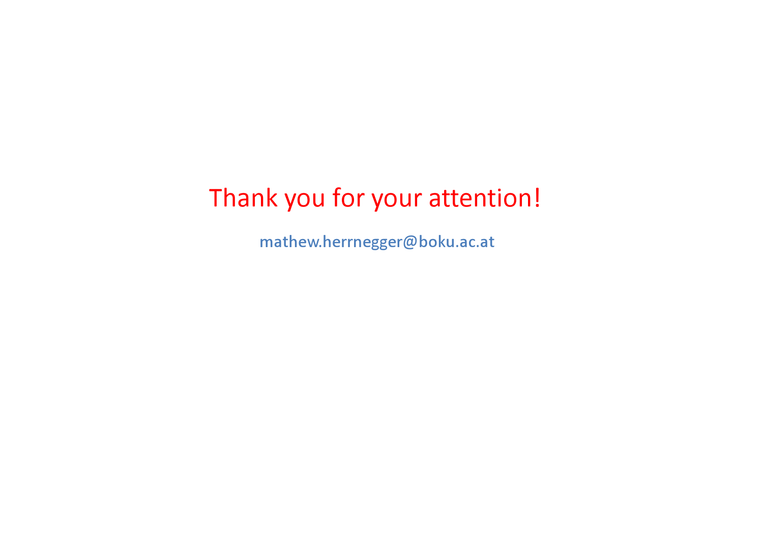Thank you for your attention!

mathew.herrnegger@boku.ac.at